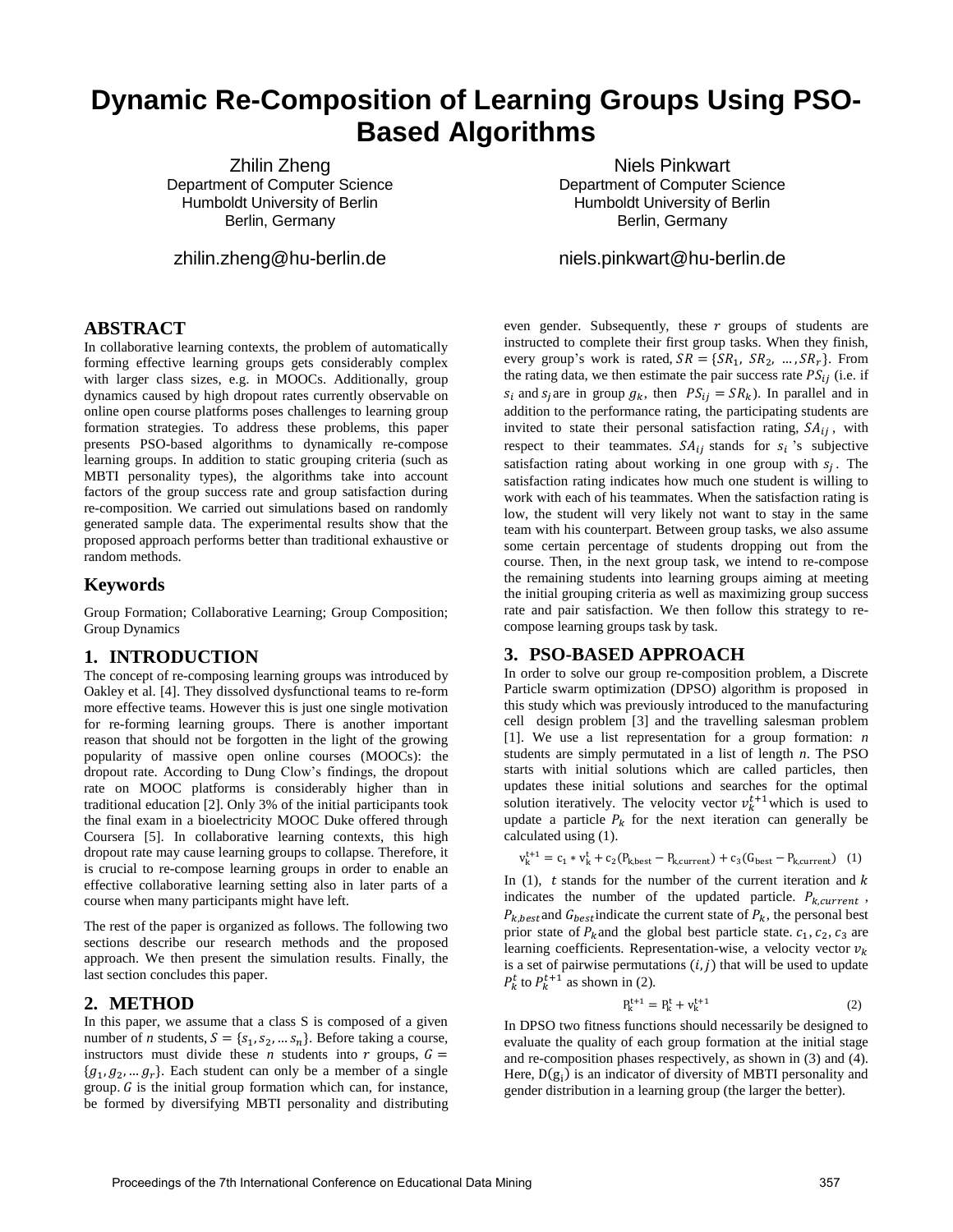# Dynamic Re-Composition of Learning Groups Using PSO-Based Algorithms

Zhilin Zheng
Department of Computer Science
Humboldt University of Berlin
Berlin, Germany
zhilin.zheng@hu-berlin.de

Niels Pinkwart
Department of Computer Science
Humboldt University of Berlin
Berlin, Germany
niels.pinkwart@hu-berlin.de

## ABSTRACT

In collaborative learning contexts, the problem of automatically forming effective learning groups gets considerably complex with larger class sizes, e.g. in MOOCs. Additionally, group dynamics caused by high dropout rates currently observable on online open course platforms poses challenges to learning group formation strategies. To address these problems, this paper presents PSO-based algorithms to dynamically re-compose learning groups. In addition to static grouping criteria (such as MBTI personality types), the algorithms take into account factors of the group success rate and group satisfaction during re-composition. We carried out simulations based on randomly generated sample data. The experimental results show that the proposed approach performs better than traditional exhaustive or random methods.

## Keywords

Group Formation; Collaborative Learning; Group Composition; Group Dynamics

## 1. INTRODUCTION

The concept of re-composing learning groups was introduced by Oakley et al. [4]. They dissolved dysfunctional teams to re-form more effective teams. However this is just one single motivation for re-forming learning groups. There is another important reason that should not be forgotten in the light of the growing popularity of massive open online courses (MOOCs): the dropout rate. According to Dung Clow's findings, the dropout rate on MOOC platforms is considerably higher than in traditional education [2]. Only 3% of the initial participants took the final exam in a bioelectricity MOOC Duke offered through Coursera [5]. In collaborative learning contexts, this high dropout rate may cause learning groups to collapse. Therefore, it is crucial to re-compose learning groups in order to enable an effective collaborative learning setting also in later parts of a course when many participants might have left.

The rest of the paper is organized as follows. The following two sections describe our research methods and the proposed approach. We then present the simulation results. Finally, the last section concludes this paper.

## 2. METHOD

In this paper, we assume that a class S is composed of a given number of *n* students, $S = \{s_1, s_2, \dots s_n\}$. Before taking a course, instructors must divide these *n* students into $r$ groups, $G = \{g_1, g_2, \dots g_r\}$. Each student can only be a member of a single group. $G$ is the initial group formation which can, for instance, be formed by diversifying MBTI personality and distributing even gender. Subsequently, these $r$ groups of students are instructed to complete their first group tasks. When they finish, every group's work is rated, $SR = \{SR_1, SR_2, \dots, SR_r\}$. From the rating data, we then estimate the pair success rate $PS_{ij}$ (i.e. if $s_i$ and $s_j$ are in group $g_k$, then $PS_{ij} = SR_k$). In parallel and in addition to the performance rating, the participating students are invited to state their personal satisfaction rating, $SA_{ij}$, with respect to their teammates. $SA_{ij}$ stands for $s_i$'s subjective satisfaction rating about working in one group with $s_j$. The satisfaction rating indicates how much one student is willing to work with each of his teammates. When the satisfaction rating is low, the student will very likely not want to stay in the same team with his counterpart. Between group tasks, we also assume some certain percentage of students dropping out from the course. Then, in the next group task, we intend to re-compose the remaining students into learning groups aiming at meeting the initial grouping criteria as well as maximizing group success rate and pair satisfaction. We then follow this strategy to re-compose learning groups task by task.

## 3. PSO-BASED APPROACH

In order to solve our group re-composition problem, a Discrete Particle swarm optimization (DPSO) algorithm is proposed in this study which was previously introduced to the manufacturing cell design problem [3] and the travelling salesman problem [1]. We use a list representation for a group formation: *n* students are simply permutated in a list of length *n*. The PSO starts with initial solutions which are called particles, then updates these initial solutions and searches for the optimal solution iteratively. The velocity vector $v_k^{t+1}$ which is used to update a particle $P_k$ for the next iteration can generally be calculated using (1).

$$v_k^{t+1} = c_1 * v_k^t + c_2(P_{k,best} - P_{k,current}) + c_3(G_{best} - P_{k,current}) \quad (1)$$

In (1), $t$ stands for the number of the current iteration and $k$ indicates the number of the updated particle. $P_{k,current}$, $P_{k,best}$ and $G_{best}$ indicate the current state of $P_k$, the personal best prior state of $P_k$ and the global best particle state. $c_1, c_2, c_3$ are learning coefficients. Representation-wise, a velocity vector $v_k$ is a set of pairwise permutations $(i, j)$ that will be used to update $P_k^t$ to $P_k^{t+1}$ as shown in (2).

$$P_k^{t+1} = P_k^t + v_k^{t+1} \quad (2)$$

In DPSO two fitness functions should necessarily be designed to evaluate the quality of each group formation at the initial stage and re-composition phases respectively, as shown in (3) and (4). Here, $D(g_i)$ is an indicator of diversity of MBTI personality and gender distribution in a learning group (the larger the better).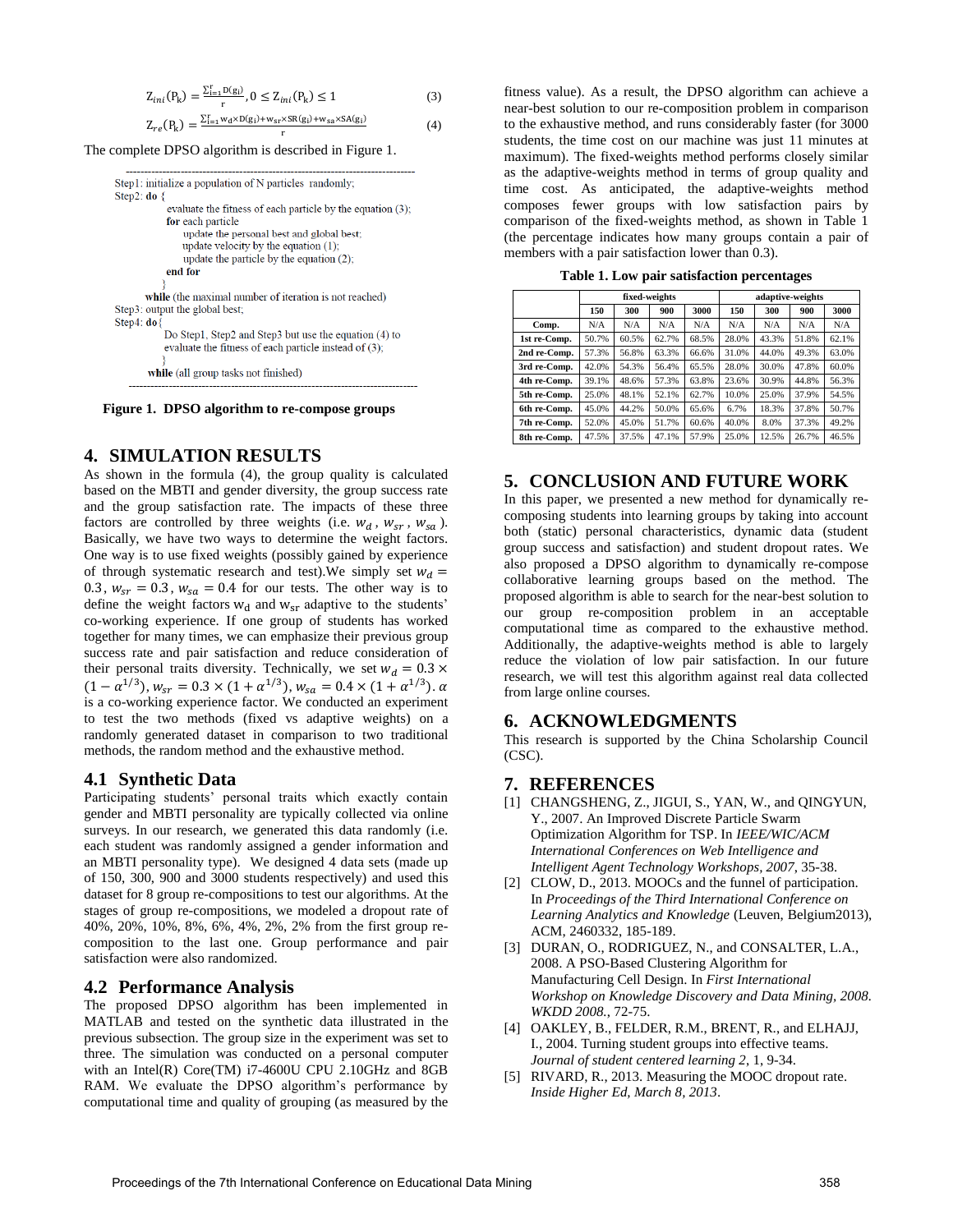$$Z_{ini}(P_k) = \frac{\sum_{i=1}^{r} D(g_i)}{r}, 0 \leq Z_{ini}(P_k) \leq 1 \quad (3)$$

$$Z_{re}(P_k) = \frac{\sum_{i=1}^{r} w_d \times D(g_i) + w_{sr} \times SR(g_i) + w_{sa} \times SA(g_i)}{r} \quad (4)$$

The complete DPSO algorithm is described in Figure 1.

```
Step1: initialize a population of N particles randomly;
Step2: do {
         evaluate the fitness of each particle by the equation (3);
         for each particle
             update the personal best and global best;
             update velocity by the equation (1);
             update the particle by the equation (2);
         end for
       }
     while (the maximal number of iteration is not reached)
Step3: output the global best;
Step4: do{
         Do Step1, Step2 and Step3 but use the equation (4) to
         evaluate the fitness of each particle instead of (3);
       }
     while (all group tasks not finished)
```

**Figure 1. DPSO algorithm to re-compose groups**

# 4. SIMULATION RESULTS

As shown in the formula (4), the group quality is calculated based on the MBTI and gender diversity, the group success rate and the group satisfaction rate. The impacts of these three factors are controlled by three weights (i.e. $w_d$, $w_{sr}$, $w_{sa}$). Basically, we have two ways to determine the weight factors. One way is to use fixed weights (possibly gained by experience of through systematic research and test).We simply set $w_d = 0.3$, $w_{sr} = 0.3$, $w_{sa} = 0.4$ for our tests. The other way is to define the weight factors $w_d$ and $w_{sr}$ adaptive to the students' co-working experience. If one group of students has worked together for many times, we can emphasize their previous group success rate and pair satisfaction and reduce consideration of their personal traits diversity. Technically, we set $w_d = 0.3 \times (1 - \alpha^{1/3})$, $w_{sr} = 0.3 \times (1 + \alpha^{1/3})$, $w_{sa} = 0.4 \times (1 + \alpha^{1/3})$. $\alpha$ is a co-working experience factor. We conducted an experiment to test the two methods (fixed vs adaptive weights) on a randomly generated dataset in comparison to two traditional methods, the random method and the exhaustive method.

## 4.1 Synthetic Data

Participating students' personal traits which exactly contain gender and MBTI personality are typically collected via online surveys. In our research, we generated this data randomly (i.e. each student was randomly assigned a gender information and an MBTI personality type). We designed 4 data sets (made up of 150, 300, 900 and 3000 students respectively) and used this dataset for 8 group re-compositions to test our algorithms. At the stages of group re-compositions, we modeled a dropout rate of 40%, 20%, 10%, 8%, 6%, 4%, 2%, 2% from the first group re-composition to the last one. Group performance and pair satisfaction were also randomized.

## 4.2 Performance Analysis

The proposed DPSO algorithm has been implemented in MATLAB and tested on the synthetic data illustrated in the previous subsection. The group size in the experiment was set to three. The simulation was conducted on a personal computer with an Intel(R) Core(TM) i7-4600U CPU 2.10GHz and 8GB RAM. We evaluate the DPSO algorithm's performance by computational time and quality of grouping (as measured by the fitness value). As a result, the DPSO algorithm can achieve a near-best solution to our re-composition problem in comparison to the exhaustive method, and runs considerably faster (for 3000 students, the time cost on our machine was just 11 minutes at maximum). The fixed-weights method performs closely similar as the adaptive-weights method in terms of group quality and time cost. As anticipated, the adaptive-weights method composes fewer groups with low satisfaction pairs by comparison of the fixed-weights method, as shown in Table 1 (the percentage indicates how many groups contain a pair of members with a pair satisfaction lower than 0.3).

**Table 1. Low pair satisfaction percentages**

| | fixed-weights | | | | adaptive-weights | | | |
|---|---|---|---|---|---|---|---|---|
| | 150 | 300 | 900 | 3000 | 150 | 300 | 900 | 3000 |
| Comp. | N/A | N/A | N/A | N/A | N/A | N/A | N/A | N/A |
| 1st re-Comp. | 50.7% | 60.5% | 62.7% | 68.5% | 28.0% | 43.3% | 51.8% | 62.1% |
| 2nd re-Comp. | 57.3% | 56.8% | 63.3% | 66.6% | 31.0% | 44.0% | 49.3% | 63.0% |
| 3rd re-Comp. | 42.0% | 54.3% | 56.4% | 65.5% | 28.0% | 30.0% | 47.8% | 60.0% |
| 4th re-Comp. | 39.1% | 48.6% | 57.3% | 63.8% | 23.6% | 30.9% | 44.8% | 56.3% |
| 5th re-Comp. | 25.0% | 48.1% | 52.1% | 62.7% | 10.0% | 25.0% | 37.9% | 54.5% |
| 6th re-Comp. | 45.0% | 44.2% | 50.0% | 65.6% | 6.7% | 18.3% | 37.8% | 50.7% |
| 7th re-Comp. | 52.0% | 45.0% | 51.7% | 60.6% | 40.0% | 8.0% | 37.3% | 49.2% |
| 8th re-Comp. | 47.5% | 37.5% | 47.1% | 57.9% | 25.0% | 12.5% | 26.7% | 46.5% |

# 5. CONCLUSION AND FUTURE WORK

In this paper, we presented a new method for dynamically re-composing students into learning groups by taking into account both (static) personal characteristics, dynamic data (student group success and satisfaction) and student dropout rates. We also proposed a DPSO algorithm to dynamically re-compose collaborative learning groups based on the method. The proposed algorithm is able to search for the near-best solution to our group re-composition problem in an acceptable computational time as compared to the exhaustive method. Additionally, the adaptive-weights method is able to largely reduce the violation of low pair satisfaction. In our future research, we will test this algorithm against real data collected from large online courses.

# 6. ACKNOWLEDGMENTS

This research is supported by the China Scholarship Council (CSC).

# 7. REFERENCES

[1] CHANGSHENG, Z., JIGUI, S., YAN, W., and QINGYUN, Y., 2007. An Improved Discrete Particle Swarm Optimization Algorithm for TSP. In *IEEE/WIC/ACM International Conferences on Web Intelligence and Intelligent Agent Technology Workshops, 2007*, 35-38.

[2] CLOW, D., 2013. MOOCs and the funnel of participation. In *Proceedings of the Third International Conference on Learning Analytics and Knowledge* (Leuven, Belgium2013), ACM, 2460332, 185-189.

[3] DURAN, O., RODRIGUEZ, N., and CONSALTER, L.A., 2008. A PSO-Based Clustering Algorithm for Manufacturing Cell Design. In *First International Workshop on Knowledge Discovery and Data Mining, 2008. WKDD 2008.*, 72-75.

[4] OAKLEY, B., FELDER, R.M., BRENT, R., and ELHAJJ, I., 2004. Turning student groups into effective teams. *Journal of student centered learning 2*, 1, 9-34.

[5] RIVARD, R., 2013. Measuring the MOOC dropout rate. *Inside Higher Ed, March 8, 2013*.